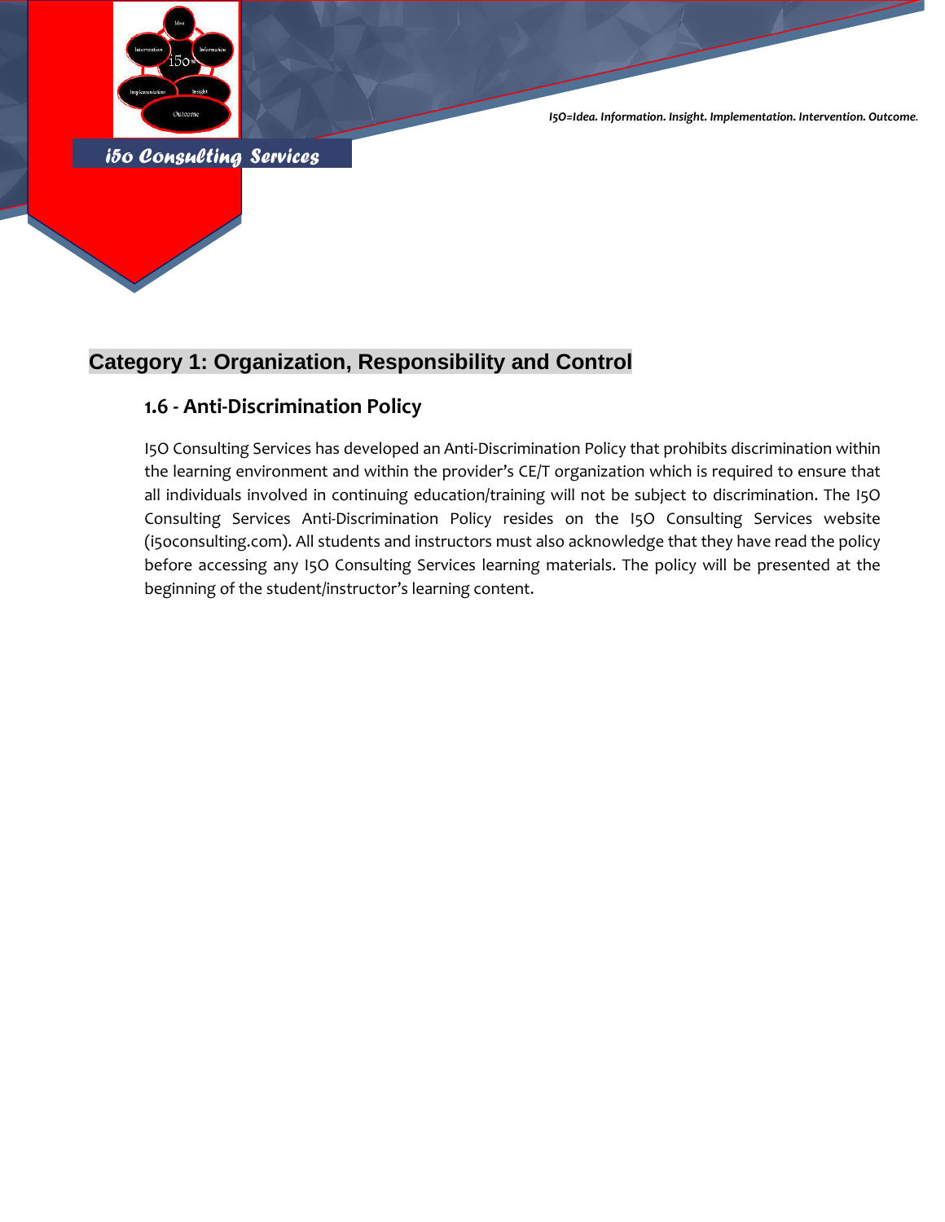## Category 1: Organization, Responsibility and Control

### 1.6 - Anti-Discrimination Policy

I5O Consulting Services has developed an Anti-Discrimination Policy that prohibits discrimination within the learning environment and within the provider's CE/T organization which is required to ensure that all individuals involved in continuing education/training will not be subject to discrimination. The I5O Consulting Services Anti-Discrimination Policy resides on the I5O Consulting Services website (i5oconsulting.com). All students and instructors must also acknowledge that they have read the policy before accessing any I5O Consulting Services learning materials. The policy will be presented at the beginning of the student/instructor's learning content.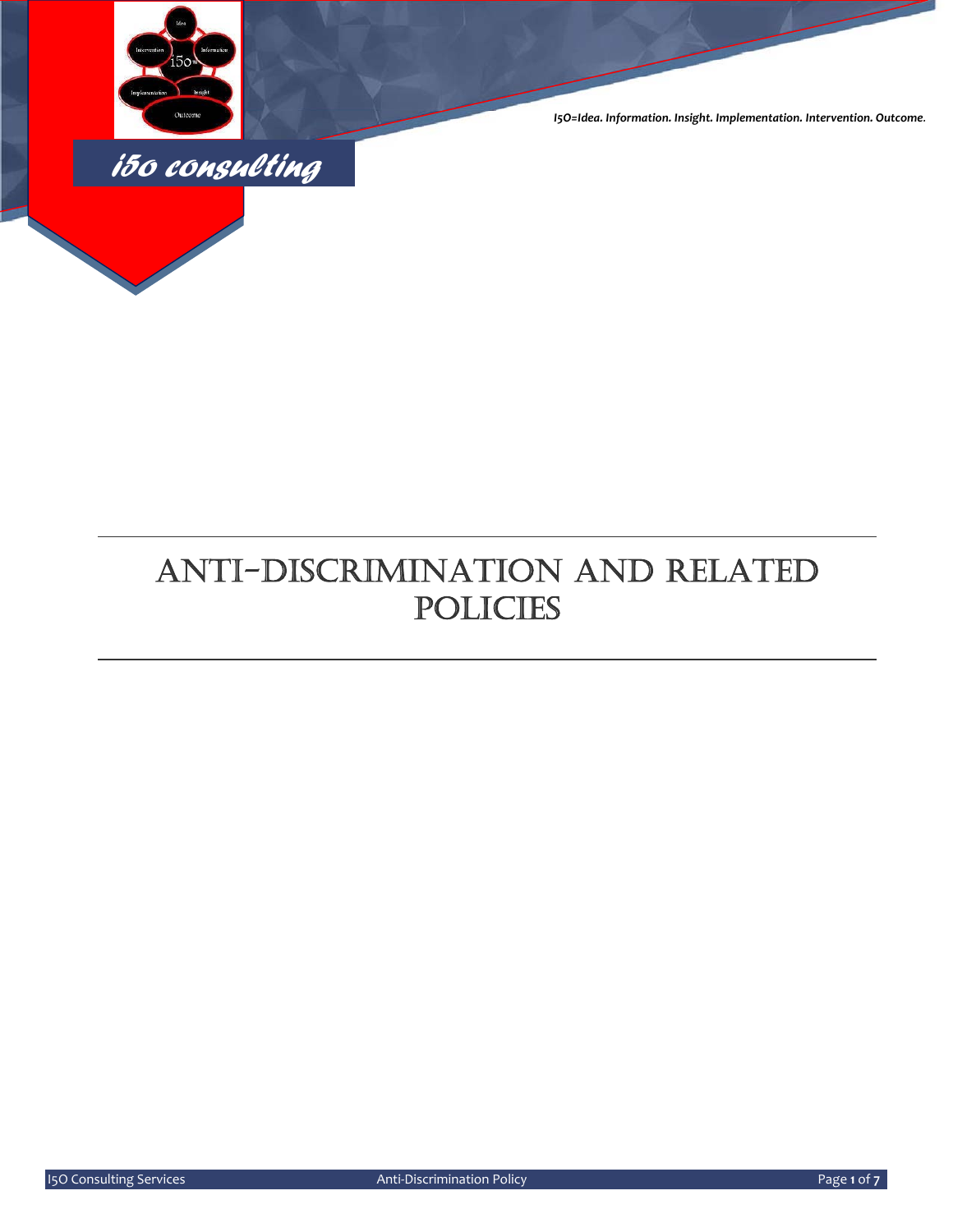I5O=Idea. Information. Insight. Implementation. Intervention. Outcome.

i5o consulting

# ANTI-DISCRIMINATION AND RELATED POLICIES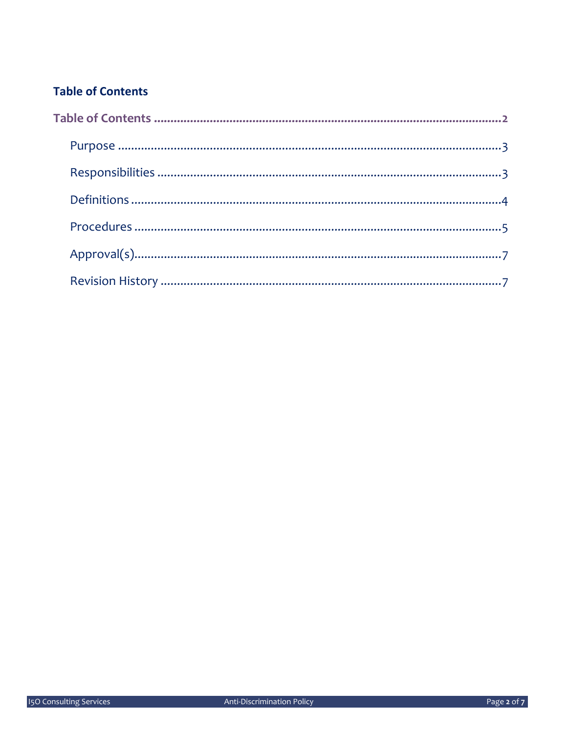## Table of Contents

Table of Contents ............................................................ 2

- Purpose ............................................................ 3
- Responsibilities ............................................................ 3
- Definitions ............................................................ 4
- Procedures ............................................................ 5
- Approval(s) ............................................................ 7
- Revision History ............................................................ 7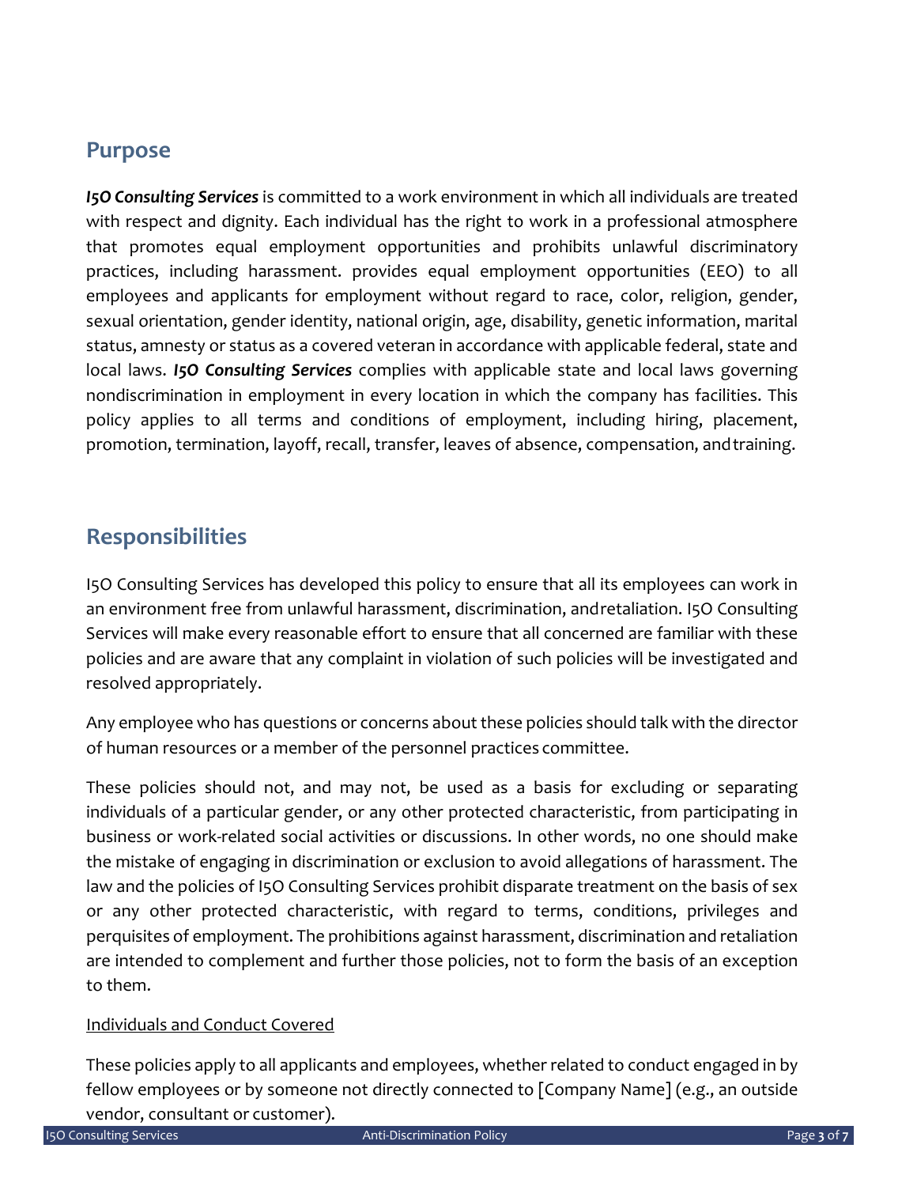## Purpose

***I5O Consulting Services*** is committed to a work environment in which all individuals are treated with respect and dignity. Each individual has the right to work in a professional atmosphere that promotes equal employment opportunities and prohibits unlawful discriminatory practices, including harassment. provides equal employment opportunities (EEO) to all employees and applicants for employment without regard to race, color, religion, gender, sexual orientation, gender identity, national origin, age, disability, genetic information, marital status, amnesty or status as a covered veteran in accordance with applicable federal, state and local laws. ***I5O Consulting Services*** complies with applicable state and local laws governing nondiscrimination in employment in every location in which the company has facilities. This policy applies to all terms and conditions of employment, including hiring, placement, promotion, termination, layoff, recall, transfer, leaves of absence, compensation, and training.

## Responsibilities

I5O Consulting Services has developed this policy to ensure that all its employees can work in an environment free from unlawful harassment, discrimination, and retaliation. I5O Consulting Services will make every reasonable effort to ensure that all concerned are familiar with these policies and are aware that any complaint in violation of such policies will be investigated and resolved appropriately.

Any employee who has questions or concerns about these policies should talk with the director of human resources or a member of the personnel practices committee.

These policies should not, and may not, be used as a basis for excluding or separating individuals of a particular gender, or any other protected characteristic, from participating in business or work-related social activities or discussions. In other words, no one should make the mistake of engaging in discrimination or exclusion to avoid allegations of harassment. The law and the policies of I5O Consulting Services prohibit disparate treatment on the basis of sex or any other protected characteristic, with regard to terms, conditions, privileges and perquisites of employment. The prohibitions against harassment, discrimination and retaliation are intended to complement and further those policies, not to form the basis of an exception to them.

<u>Individuals and Conduct Covered</u>

These policies apply to all applicants and employees, whether related to conduct engaged in by fellow employees or by someone not directly connected to [Company Name] (e.g., an outside vendor, consultant or customer).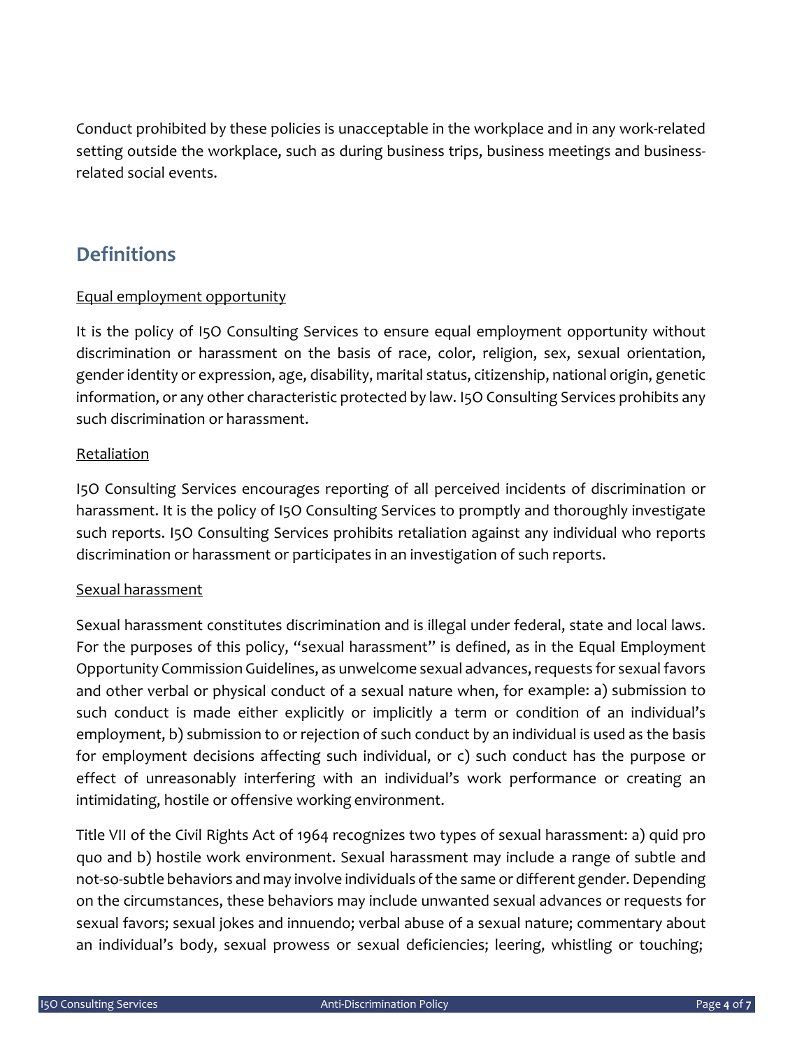Conduct prohibited by these policies is unacceptable in the workplace and in any work-related setting outside the workplace, such as during business trips, business meetings and business-related social events.

## Definitions

Equal employment opportunity

It is the policy of I5O Consulting Services to ensure equal employment opportunity without discrimination or harassment on the basis of race, color, religion, sex, sexual orientation, gender identity or expression, age, disability, marital status, citizenship, national origin, genetic information, or any other characteristic protected by law. I5O Consulting Services prohibits any such discrimination or harassment.

Retaliation

I5O Consulting Services encourages reporting of all perceived incidents of discrimination or harassment. It is the policy of I5O Consulting Services to promptly and thoroughly investigate such reports. I5O Consulting Services prohibits retaliation against any individual who reports discrimination or harassment or participates in an investigation of such reports.

Sexual harassment

Sexual harassment constitutes discrimination and is illegal under federal, state and local laws. For the purposes of this policy, "sexual harassment" is defined, as in the Equal Employment Opportunity Commission Guidelines, as unwelcome sexual advances, requests for sexual favors and other verbal or physical conduct of a sexual nature when, for example: a) submission to such conduct is made either explicitly or implicitly a term or condition of an individual's employment, b) submission to or rejection of such conduct by an individual is used as the basis for employment decisions affecting such individual, or c) such conduct has the purpose or effect of unreasonably interfering with an individual's work performance or creating an intimidating, hostile or offensive working environment.

Title VII of the Civil Rights Act of 1964 recognizes two types of sexual harassment: a) quid pro quo and b) hostile work environment. Sexual harassment may include a range of subtle and not-so-subtle behaviors and may involve individuals of the same or different gender. Depending on the circumstances, these behaviors may include unwanted sexual advances or requests for sexual favors; sexual jokes and innuendo; verbal abuse of a sexual nature; commentary about an individual's body, sexual prowess or sexual deficiencies; leering, whistling or touching;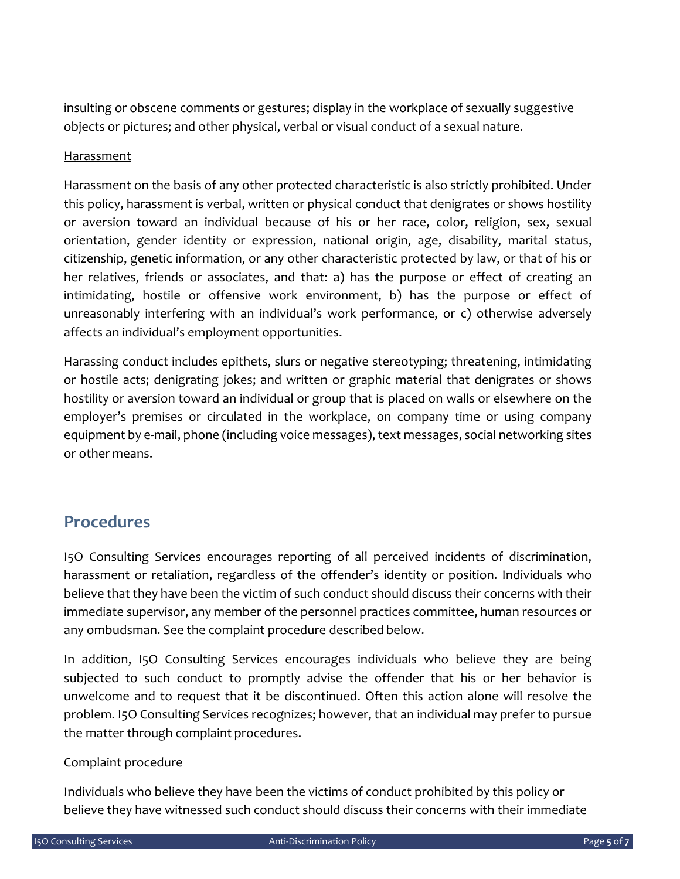insulting or obscene comments or gestures; display in the workplace of sexually suggestive objects or pictures; and other physical, verbal or visual conduct of a sexual nature.

Harassment

Harassment on the basis of any other protected characteristic is also strictly prohibited. Under this policy, harassment is verbal, written or physical conduct that denigrates or shows hostility or aversion toward an individual because of his or her race, color, religion, sex, sexual orientation, gender identity or expression, national origin, age, disability, marital status, citizenship, genetic information, or any other characteristic protected by law, or that of his or her relatives, friends or associates, and that: a) has the purpose or effect of creating an intimidating, hostile or offensive work environment, b) has the purpose or effect of unreasonably interfering with an individual's work performance, or c) otherwise adversely affects an individual's employment opportunities.

Harassing conduct includes epithets, slurs or negative stereotyping; threatening, intimidating or hostile acts; denigrating jokes; and written or graphic material that denigrates or shows hostility or aversion toward an individual or group that is placed on walls or elsewhere on the employer's premises or circulated in the workplace, on company time or using company equipment by e-mail, phone (including voice messages), text messages, social networking sites or other means.

## Procedures

I5O Consulting Services encourages reporting of all perceived incidents of discrimination, harassment or retaliation, regardless of the offender's identity or position. Individuals who believe that they have been the victim of such conduct should discuss their concerns with their immediate supervisor, any member of the personnel practices committee, human resources or any ombudsman. See the complaint procedure described below.

In addition, I5O Consulting Services encourages individuals who believe they are being subjected to such conduct to promptly advise the offender that his or her behavior is unwelcome and to request that it be discontinued. Often this action alone will resolve the problem. I5O Consulting Services recognizes; however, that an individual may prefer to pursue the matter through complaint procedures.

Complaint procedure

Individuals who believe they have been the victims of conduct prohibited by this policy or believe they have witnessed such conduct should discuss their concerns with their immediate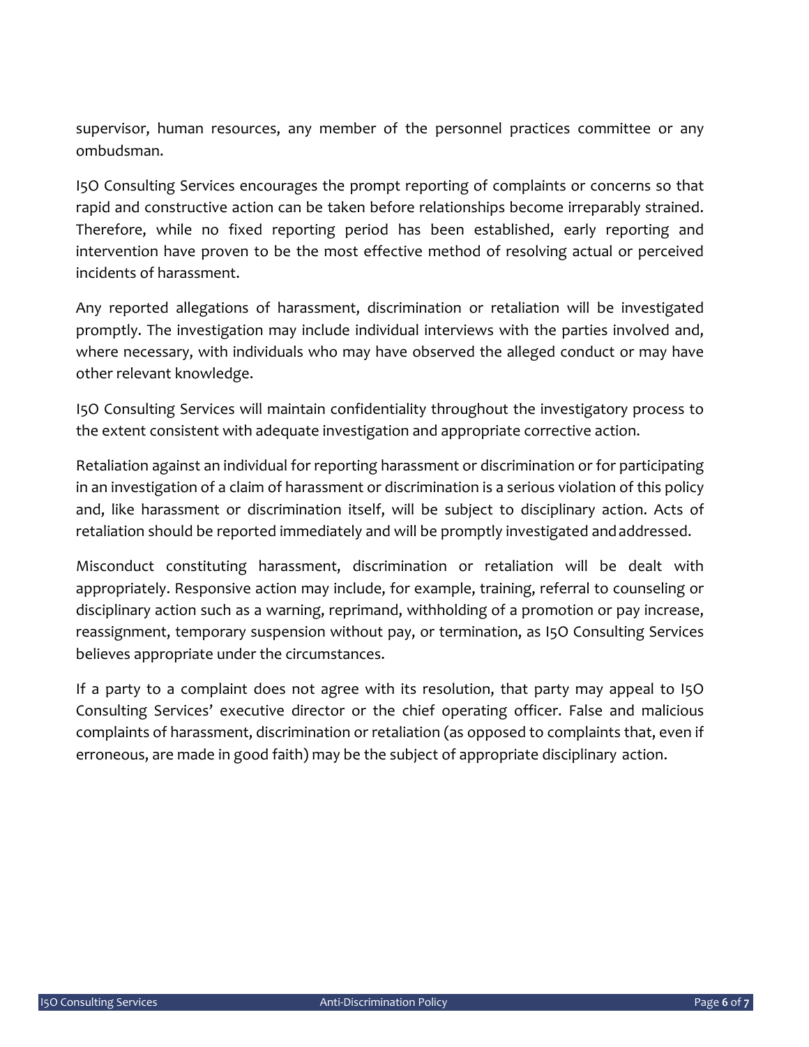supervisor, human resources, any member of the personnel practices committee or any ombudsman.

I5O Consulting Services encourages the prompt reporting of complaints or concerns so that rapid and constructive action can be taken before relationships become irreparably strained. Therefore, while no fixed reporting period has been established, early reporting and intervention have proven to be the most effective method of resolving actual or perceived incidents of harassment.

Any reported allegations of harassment, discrimination or retaliation will be investigated promptly. The investigation may include individual interviews with the parties involved and, where necessary, with individuals who may have observed the alleged conduct or may have other relevant knowledge.

I5O Consulting Services will maintain confidentiality throughout the investigatory process to the extent consistent with adequate investigation and appropriate corrective action.

Retaliation against an individual for reporting harassment or discrimination or for participating in an investigation of a claim of harassment or discrimination is a serious violation of this policy and, like harassment or discrimination itself, will be subject to disciplinary action. Acts of retaliation should be reported immediately and will be promptly investigated and addressed.

Misconduct constituting harassment, discrimination or retaliation will be dealt with appropriately. Responsive action may include, for example, training, referral to counseling or disciplinary action such as a warning, reprimand, withholding of a promotion or pay increase, reassignment, temporary suspension without pay, or termination, as I5O Consulting Services believes appropriate under the circumstances.

If a party to a complaint does not agree with its resolution, that party may appeal to I5O Consulting Services' executive director or the chief operating officer. False and malicious complaints of harassment, discrimination or retaliation (as opposed to complaints that, even if erroneous, are made in good faith) may be the subject of appropriate disciplinary action.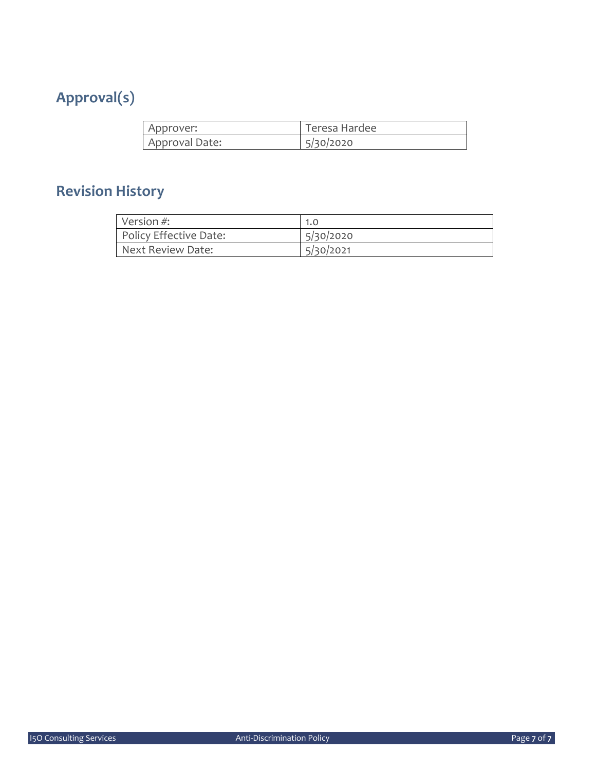## Approval(s)

| | |
|---|---|
| Approver: | Teresa Hardee |
| Approval Date: | 5/30/2020 |

## Revision History

| | |
|---|---|
| Version #: | 1.0 |
| Policy Effective Date: | 5/30/2020 |
| Next Review Date: | 5/30/2021 |